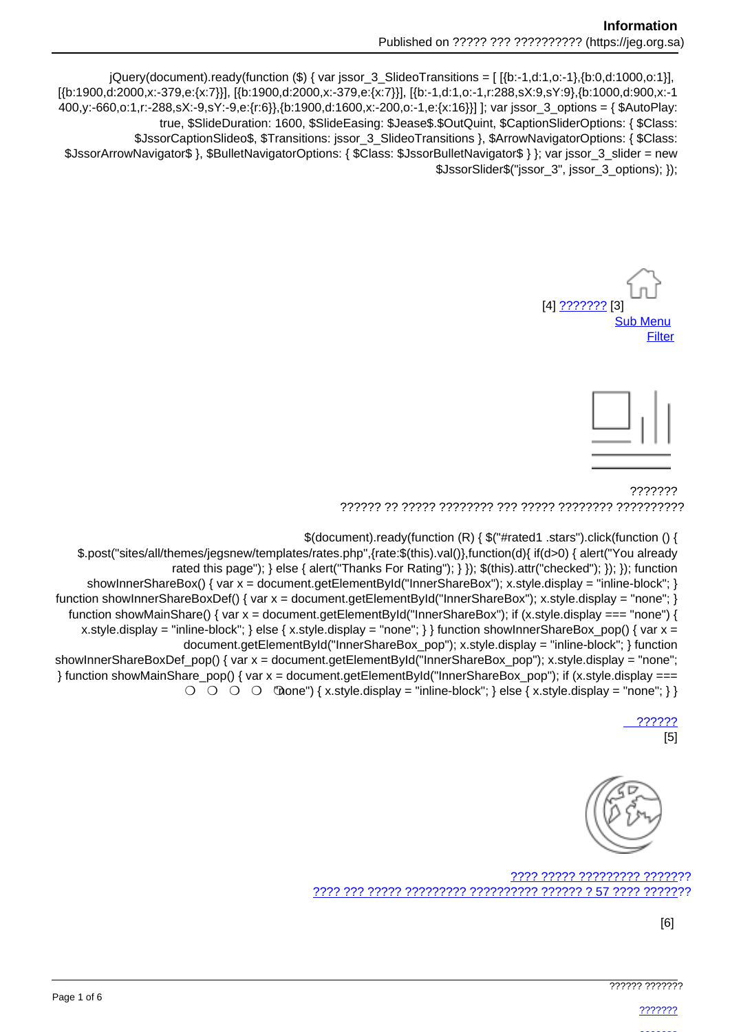jQuery(document).ready(function ($) { var jssor_3_SlideoTransitions = [ [{b:-1,d:1,o:-1},{b:0,d:1000,o:1}], [{b:1900,d:2000,x:-379,e:{x:7}}], [{b:1900,d:2000,x:-379,e:{x:7}}], [{b:-1,d:1,o:-1,r:288,sX:9,sY:9},{b:1000,d:900,x:-1400,y:-660,o:1,r:-288,sX:-9,sY:-9,e:{r:6}},{b:1900,d:1600,x:-200,o:-1,e:{x:16}}] ]; var jssor_3_options = { $AutoPlay: true, $SlideDuration: 1600, $SlideEasing: $Jease$.$OutQuint, $CaptionSliderOptions: { $Class: $JssorCaptionSlideo$, $Transitions: jssor_3_SlideoTransitions }, $ArrowNavigatorOptions: { $Class: $JssorArrowNavigator$ }, $BulletNavigatorOptions: { $Class: $JssorBulletNavigator$ } }; var jssor_3_slider = new $JssorSlider$("jssor_3", jssor_3_options); });

[4] ??????? [3]
Sub Menu
Filter

???????
?????? ?? ????? ???????? ??? ????? ???????? ??????????

$(document).ready(function (R) { $("#rated1 .stars").click(function () { $.post("sites/all/themes/jegsnew/templates/rates.php",{rate:$(this).val()},function(d){ if(d>0) { alert("You already rated this page"); } else { alert("Thanks For Rating"); } }); $(this).attr("checked"); }); }); function showInnerShareBox() { var x = document.getElementById("InnerShareBox"); x.style.display = "inline-block"; } function showInnerShareBoxDef() { var x = document.getElementById("InnerShareBox"); x.style.display = "none"; } function showMainShare() { var x = document.getElementById("InnerShareBox"); if (x.style.display === "none") { x.style.display = "inline-block"; } else { x.style.display = "none"; } } function showInnerShareBox_pop() { var x = document.getElementById("InnerShareBox_pop"); x.style.display = "inline-block"; } function showInnerShareBoxDef_pop() { var x = document.getElementById("InnerShareBox_pop"); x.style.display = "none"; } function showMainShare_pop() { var x = document.getElementById("InnerShareBox_pop"); if (x.style.display === "none") { x.style.display = "inline-block"; } else { x.style.display = "none"; } }

??????
[5]

???? ????? ????????? ???????
???? ??? ????? ????????? ?????????? ?????? ? 57 ???? ???????

[6]

?????? ???????

???????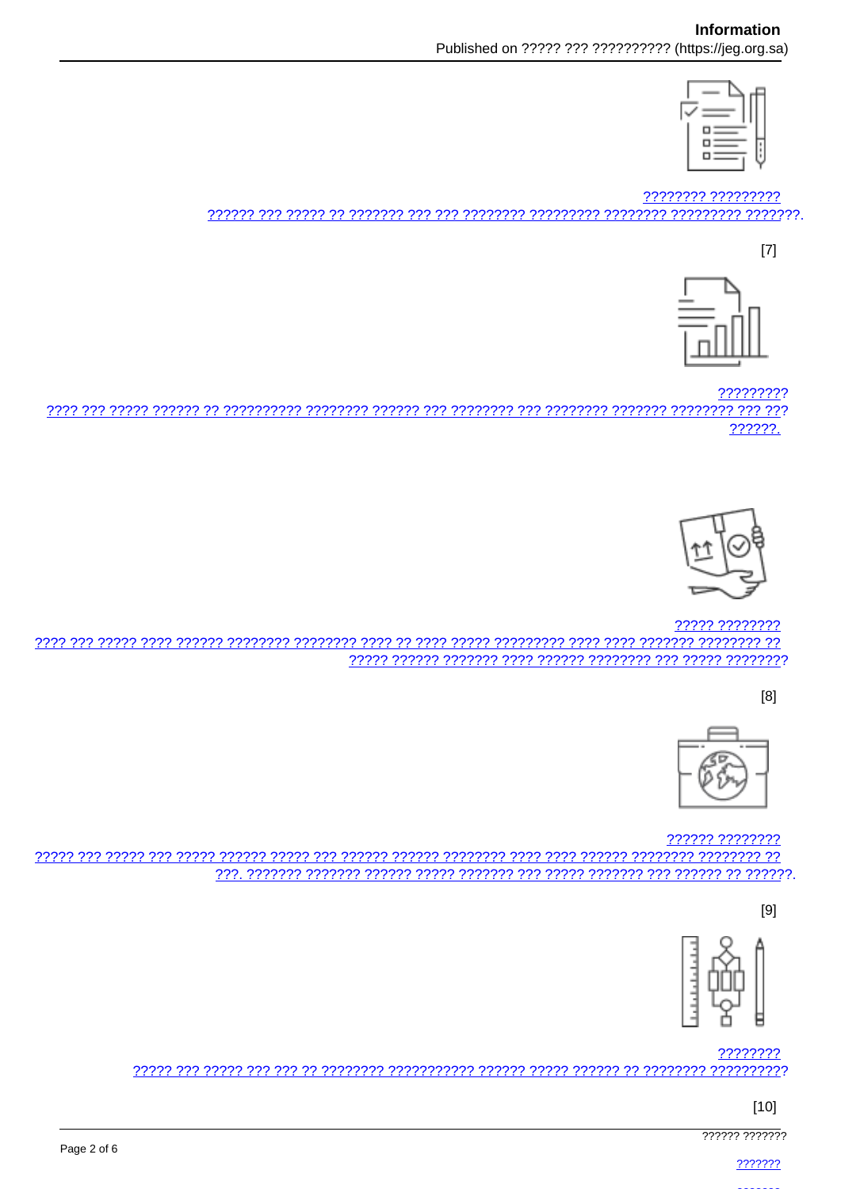???????? ?????????

?????? ??? ????? ?? ??????? ??? ??? ???????? ????????? ???????? ????????? ???????.

[7]

?????????

???? ??? ????? ?????? ?? ?????????? ???????? ?????? ??? ???????? ??? ???????? ??????? ???????? ??? ??? ??????.

????? ????????

???? ??? ????? ???? ?????? ???????? ???????? ???? ?? ???? ????? ????????? ???? ???? ??????? ???????? ?? ????? ?????? ??????? ???? ?????? ???????? ??? ????? ????????

[8]

?????? ????????

????? ??? ????? ??? ????? ?????? ????? ??? ?????? ?????? ???????? ???? ???? ?????? ???????? ???????? ?? ???. ??????? ??????? ?????? ????? ??????? ??? ????? ??????? ??? ?????? ?? ??????.

[9]

????????

????? ??? ????? ??? ??? ?? ???????? ??????????? ?????? ????? ?????? ?? ???????? ??????????

[10]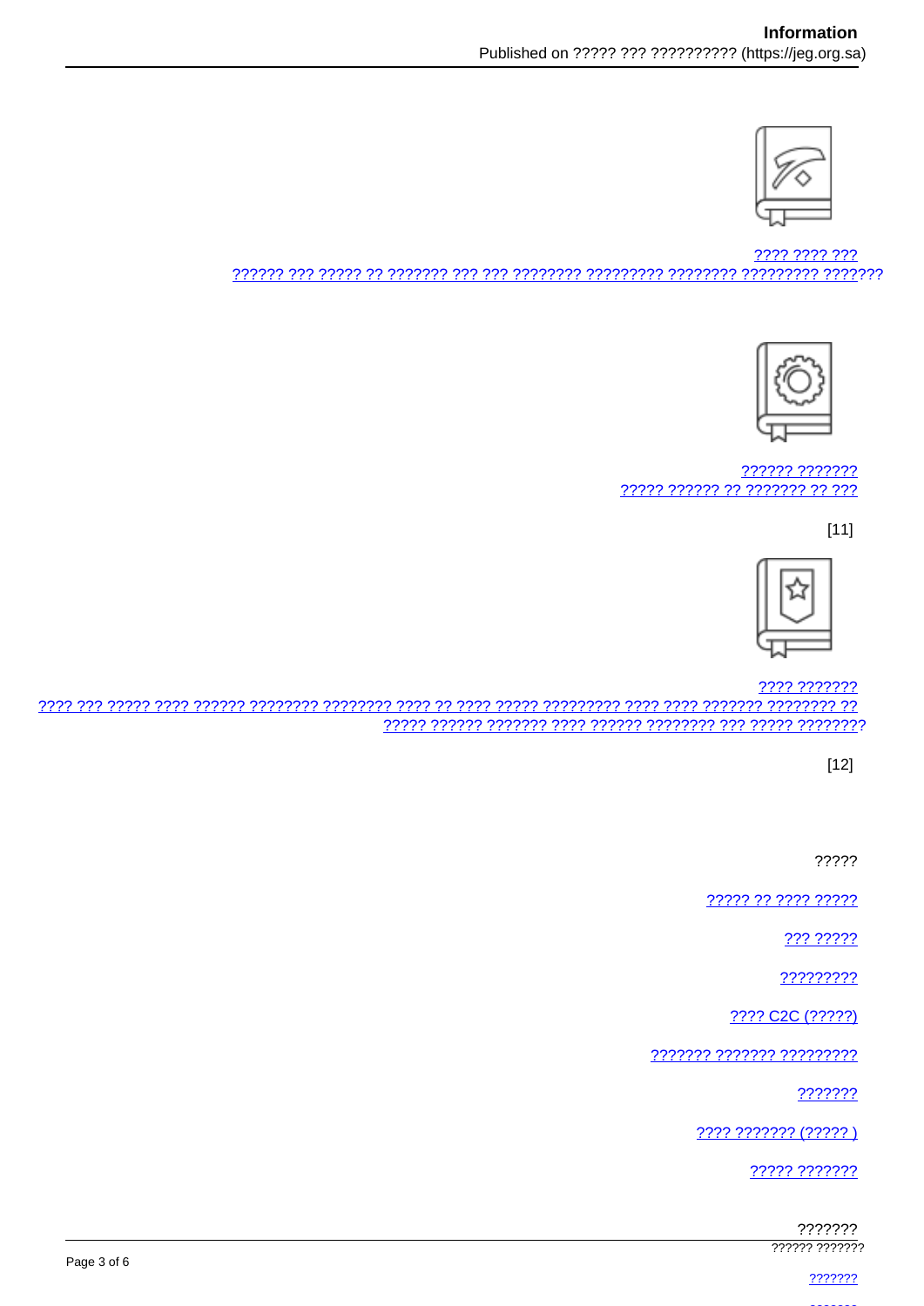???? ???? ???
?????? ??? ????? ?? ??????? ??? ??? ???????? ????????? ???????? ????????? ???????

?????? ???????
????? ?????? ?? ??????? ?? ???

[11]

???? ???????
???? ??? ????? ???? ?????? ???????? ???????? ???? ?? ???? ????? ????????? ???? ???? ??????? ???????? ??
????? ?????? ??????? ???? ?????? ???????? ??? ????? ????????

[12]

?????

????? ?? ???? ?????

??? ?????

?????????

???? C2C (?????)

??????? ??????? ?????????

???????

???? ??????? (????? )

????? ???????

???????

?????? ???????

???????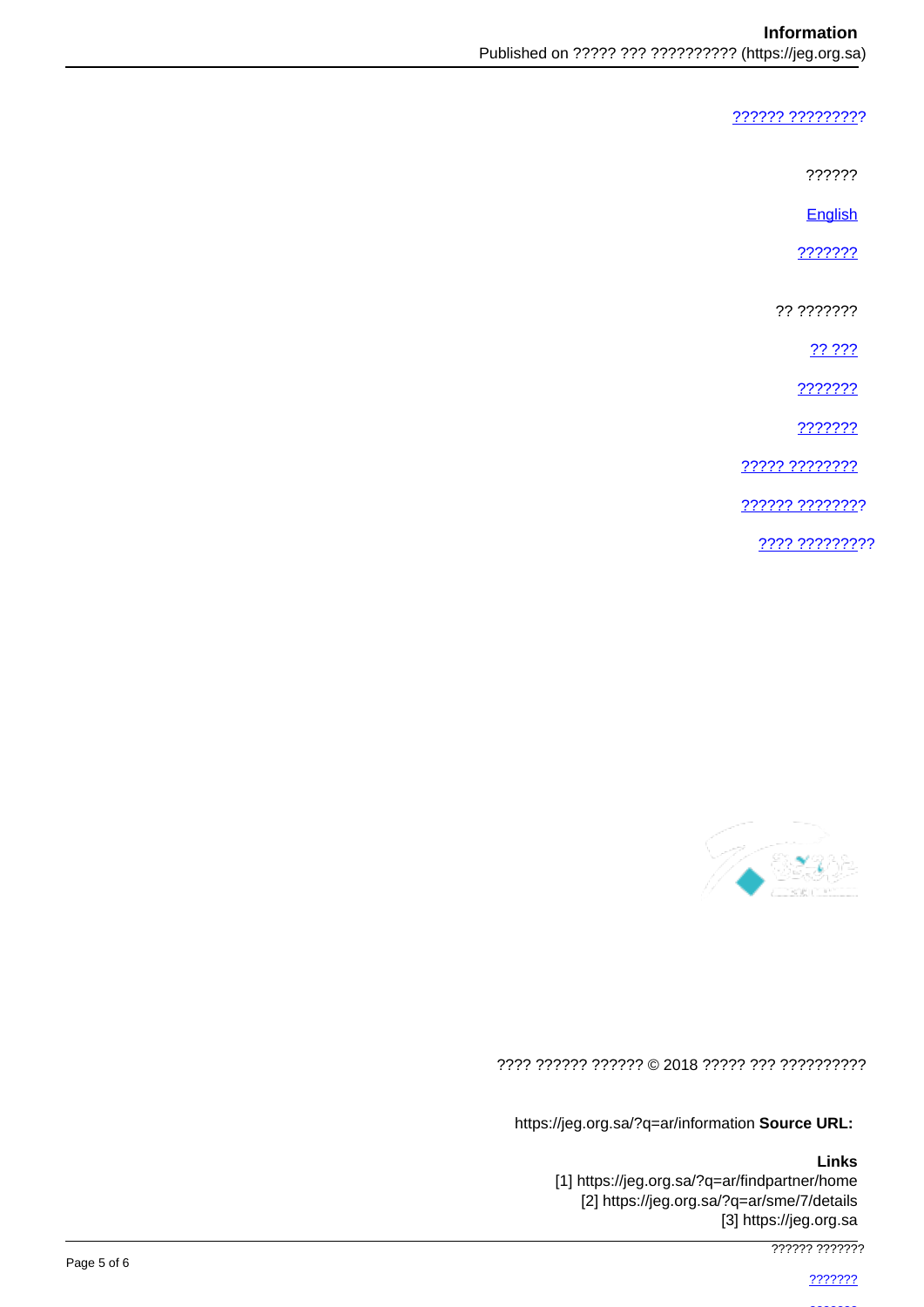?????? ?????????

??????

English

???????

?? ???????

?? ???

???????

???????

????? ????????

?????? ????????

???? ?????????

???? ?????? ?????? © 2018 ????? ??? ??????????

**Source URL:** https://jeg.org.sa/?q=ar/information

**Links**
[1] https://jeg.org.sa/?q=ar/findpartner/home
[2] https://jeg.org.sa/?q=ar/sme/7/details
[3] https://jeg.org.sa

?????? ???????

???????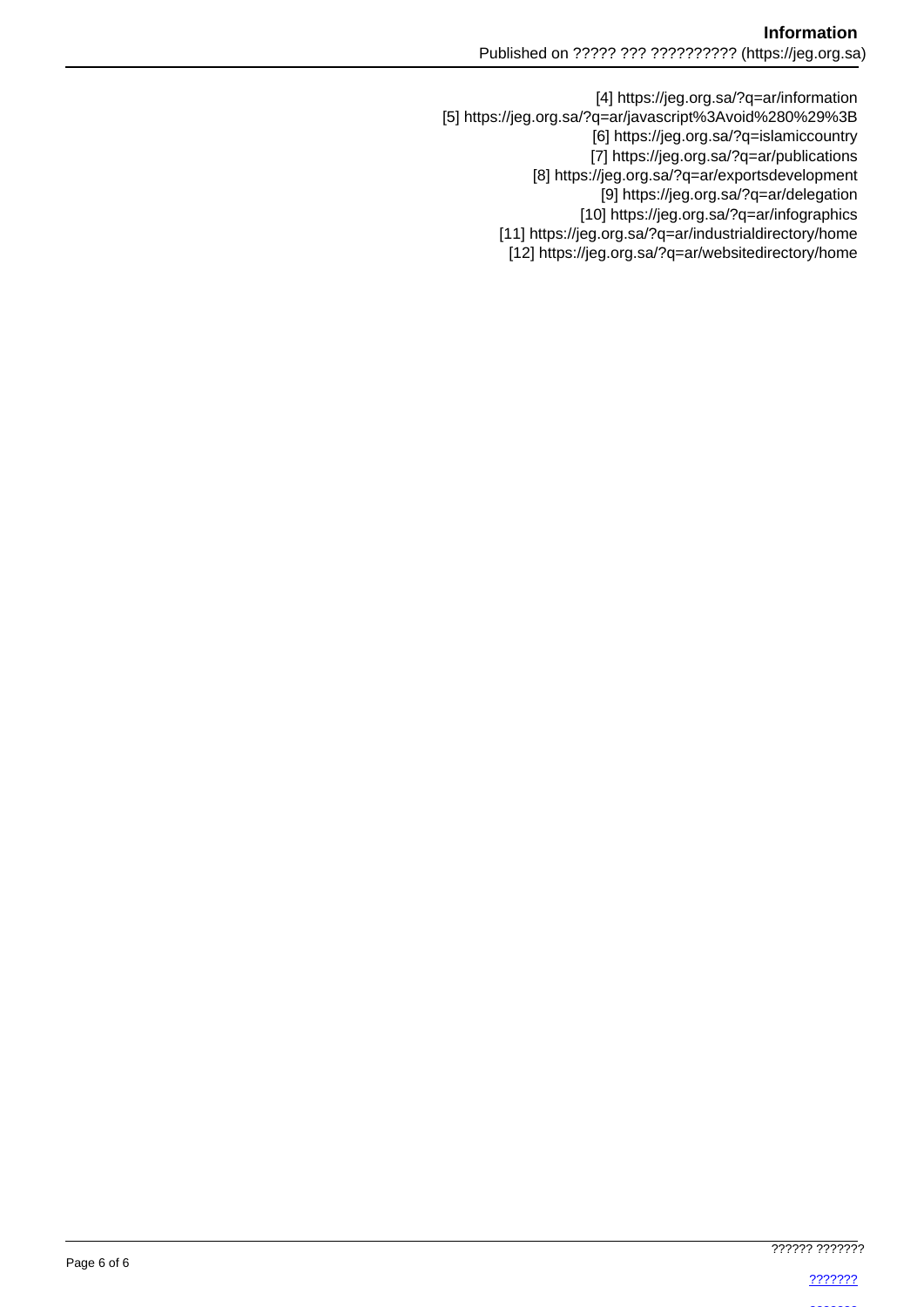[4] https://jeg.org.sa/?q=ar/information
[5] https://jeg.org.sa/?q=ar/javascript%3Avoid%280%29%3B
[6] https://jeg.org.sa/?q=islamiccountry
[7] https://jeg.org.sa/?q=ar/publications
[8] https://jeg.org.sa/?q=ar/exportsdevelopment
[9] https://jeg.org.sa/?q=ar/delegation
[10] https://jeg.org.sa/?q=ar/infographics
[11] https://jeg.org.sa/?q=ar/industrialdirectory/home
[12] https://jeg.org.sa/?q=ar/websitedirectory/home